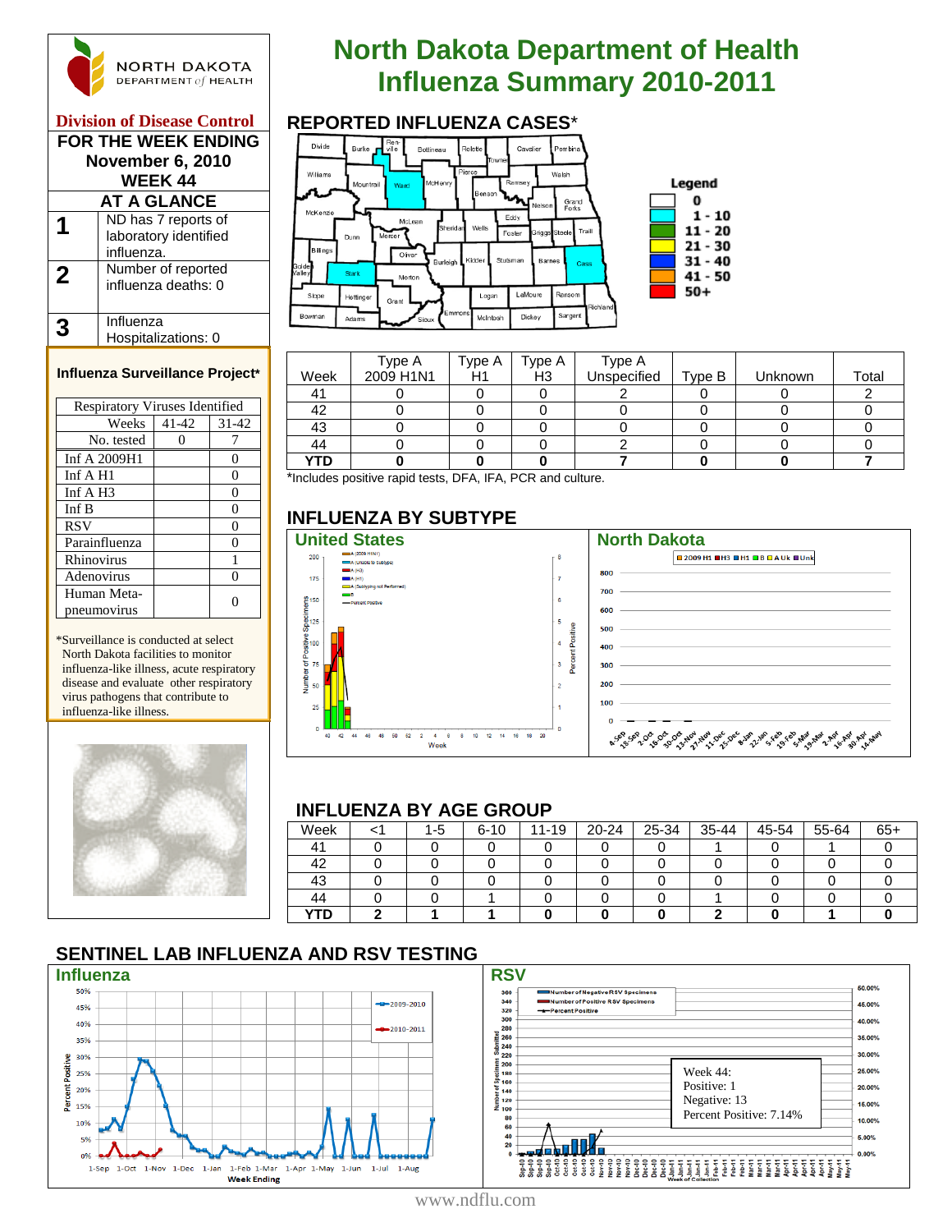# North Dakota Department of Health
# Influenza Summary 2010-2011

NORTH DAKOTA DEPARTMENT of HEALTH

**Division of Disease Control**

**FOR THE WEEK ENDING November 6, 2010**
**WEEK 44**

## AT A GLANCE

| | |
|---|---|
| **1** | ND has 7 reports of laboratory identified influenza. |
| **2** | Number of reported influenza deaths: 0 |
| **3** | Influenza Hospitalizations: 0 |

### Influenza Surveillance Project*

| Respiratory Viruses Identified | | |
|---|---|---|
| Weeks | 41-42 | 31-42 |
| No. tested | 0 | 7 |
| Inf A 2009H1 | | 0 |
| Inf A H1 | | 0 |
| Inf A H3 | | 0 |
| Inf B | | 0 |
| RSV | | 0 |
| Parainfluenza | | 0 |
| Rhinovirus | | 1 |
| Adenovirus | | 0 |
| Human Meta-pneumovirus | | 0 |

*Surveillance is conducted at select North Dakota facilities to monitor influenza-like illness, acute respiratory disease and evaluate other respiratory virus pathogens that contribute to influenza-like illness.

## REPORTED INFLUENZA CASES*

Legend: 0; 1 - 10; 11 - 20; 21 - 30; 31 - 40; 41 - 50; 50+

| Week | Type A 2009 H1N1 | Type A H1 | Type A H3 | Type A Unspecified | Type B | Unknown | Total |
|---|---|---|---|---|---|---|---|
| 41 | 0 | 0 | 0 | 2 | 0 | 0 | 2 |
| 42 | 0 | 0 | 0 | 0 | 0 | 0 | 0 |
| 43 | 0 | 0 | 0 | 0 | 0 | 0 | 0 |
| 44 | 0 | 0 | 0 | 2 | 0 | 0 | 0 |
| **YTD** | **0** | **0** | **0** | **7** | **0** | **0** | **7** |

*Includes positive rapid tests, DFA, IFA, PCR and culture.

## INFLUENZA BY SUBTYPE

**United States**

**North Dakota**

## INFLUENZA BY AGE GROUP

| Week | <1 | 1-5 | 6-10 | 11-19 | 20-24 | 25-34 | 35-44 | 45-54 | 55-64 | 65+ |
|---|---|---|---|---|---|---|---|---|---|---|
| 41 | 0 | 0 | 0 | 0 | 0 | 0 | 1 | 0 | 1 | 0 |
| 42 | 0 | 0 | 0 | 0 | 0 | 0 | 0 | 0 | 0 | 0 |
| 43 | 0 | 0 | 0 | 0 | 0 | 0 | 0 | 0 | 0 | 0 |
| 44 | 0 | 0 | 1 | 0 | 0 | 0 | 1 | 0 | 0 | 0 |
| **YTD** | **2** | **1** | **1** | **0** | **0** | **0** | **2** | **0** | **1** | **0** |

## SENTINEL LAB INFLUENZA AND RSV TESTING

**Influenza**

**RSV**

Week 44:
Positive: 1
Negative: 13
Percent Positive: 7.14%

www.ndflu.com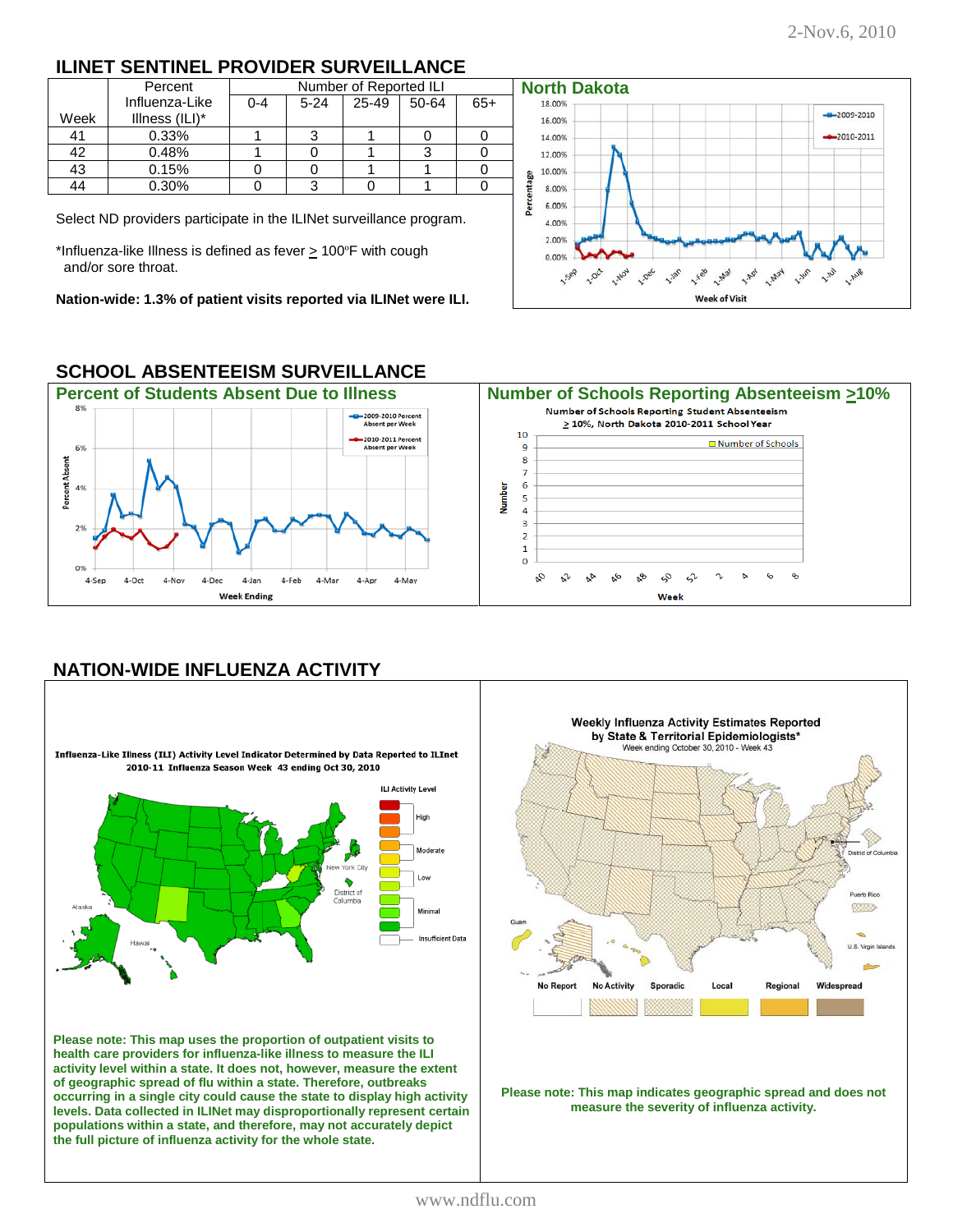## ILINET SENTINEL PROVIDER SURVEILLANCE

| Week | Percent Influenza-Like Illness (ILI)* | Number of Reported ILI 0-4 | 5-24 | 25-49 | 50-64 | 65+ |
|---|---|---|---|---|---|---|
| 41 | 0.33% | 1 | 3 | 1 | 0 | 0 |
| 42 | 0.48% | 1 | 0 | 1 | 3 | 0 |
| 43 | 0.15% | 0 | 0 | 1 | 1 | 0 |
| 44 | 0.30% | 0 | 3 | 0 | 1 | 0 |

Select ND providers participate in the ILINet surveillance program.

*Influenza-like Illness is defined as fever ≥ 100ºF with cough and/or sore throat.

**Nation-wide: 1.3% of patient visits reported via ILINet were ILI.**

North Dakota

18.00%
16.00%
14.00%
12.00%
10.00%
8.00%
6.00%
4.00%
2.00%
0.00%

Percentage

2009-2010
2010-2011

1-Sep 1-Oct 1-Nov 1-Dec 1-Jan 1-Feb 1-Mar 1-Apr 1-May 1-Jun 1-Jul 1-Aug

Week of Visit

## SCHOOL ABSENTEEISM SURVEILLANCE

Percent of Students Absent Due to Illness

8%
6%
4%
2%
0%

Percent Absent

2009-2010 Percent Absent per Week
2010-2011 Percent Absent per Week

4-Sep 4-Oct 4-Nov 4-Dec 4-Jan 4-Feb 4-Mar 4-Apr 4-May

Week Ending

Number of Schools Reporting Absenteeism ≥10%

Number of Schools Reporting Student Absenteeism ≥ 10%, North Dakota 2010-2011 School Year

10
9
8
7
6
5
4
3
2
1
0

Number

Number of Schools

40 42 44 46 48 50 52 2 4 6 8

Week

## NATION-WIDE INFLUENZA ACTIVITY

Influenza-Like Illness (ILI) Activity Level Indicator Determined by Data Reported to ILINet
2010-11 Influenza Season Week 43 ending Oct 30, 2010

ILI Activity Level
High
Moderate
Low
Minimal
Insufficient Data

New York City
District of Columbia
Alaska
Hawaii

**Please note: This map uses the proportion of outpatient visits to health care providers for influenza-like illness to measure the ILI activity level within a state. It does not, however, measure the extent of geographic spread of flu within a state. Therefore, outbreaks occurring in a single city could cause the state to display high activity levels. Data collected in ILINet may disproportionally represent certain populations within a state, and therefore, may not accurately depict the full picture of influenza activity for the whole state.**

Weekly Influenza Activity Estimates Reported by State & Territorial Epidemiologists*
Week ending October 30, 2010 - Week 43

District of Columbia
Puerto Rico
Guam
U.S. Virgin Islands

No Report No Activity Sporadic Local Regional Widespread

**Please note: This map indicates geographic spread and does not measure the severity of influenza activity.**